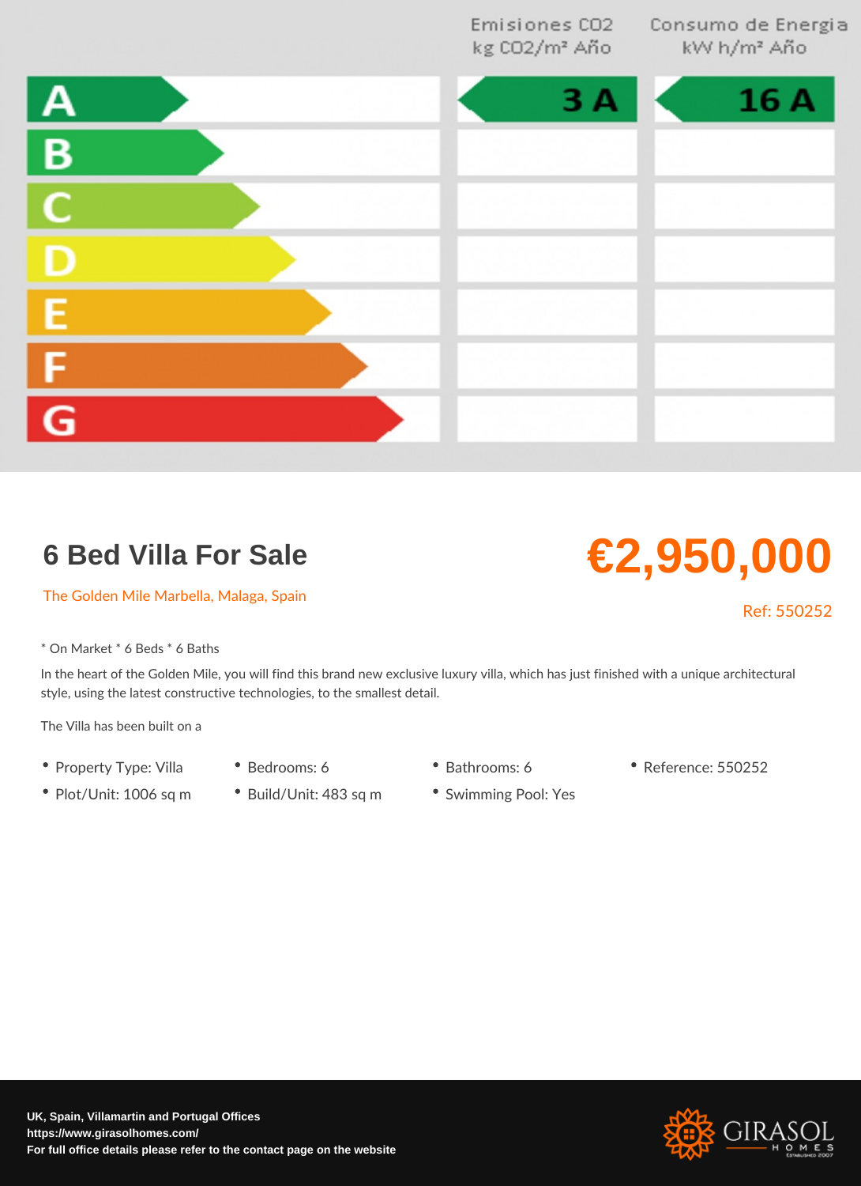| | Emisiones CO2 kg CO2/m² Año | Consumo de Energia kW h/m² Año |
|---|---|---|
| A | 3 A | 16 A |
| B | | |
| C | | |
| D | | |
| E | | |
| F | | |
| G | | |

# 6 Bed Villa For Sale

**€2,950,000**

The Golden Mile Marbella, Malaga, Spain

Ref: 550252

* On Market * 6 Beds * 6 Baths

In the heart of the Golden Mile, you will find this brand new exclusive luxury villa, which has just finished with a unique architectural style, using the latest constructive technologies, to the smallest detail.

The Villa has been built on a

- Property Type: Villa
- Bedrooms: 6
- Bathrooms: 6
- Reference: 550252
- Plot/Unit: 1006 sq m
- Build/Unit: 483 sq m
- Swimming Pool: Yes

**UK, Spain, Villamartin and Portugal Offices**
**https://www.girasolhomes.com/**
**For full office details please refer to the contact page on the website**

GIRASOL HOMES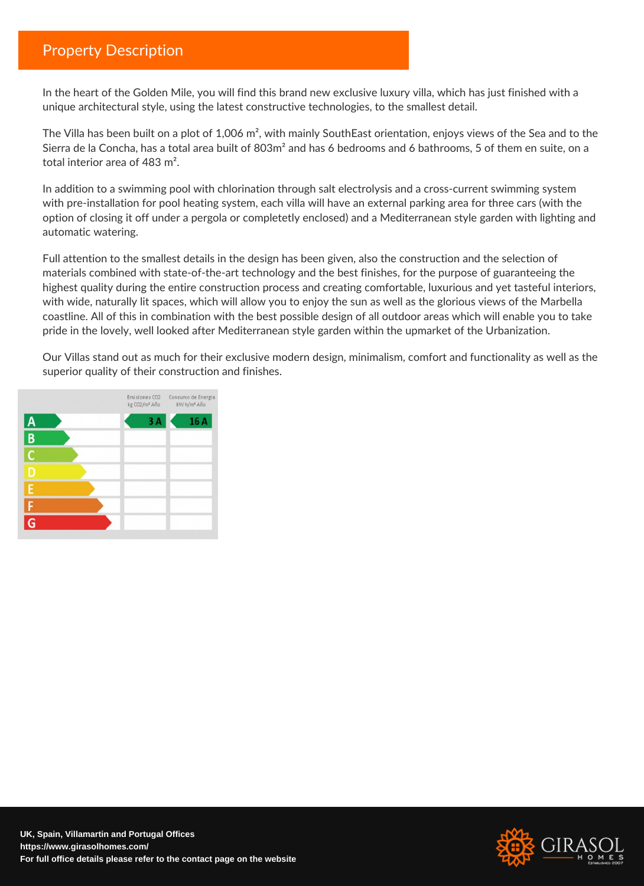## Property Description

In the heart of the Golden Mile, you will find this brand new exclusive luxury villa, which has just finished with a unique architectural style, using the latest constructive technologies, to the smallest detail.

The Villa has been built on a plot of 1,006 m², with mainly SouthEast orientation, enjoys views of the Sea and to the Sierra de la Concha, has a total area built of 803m² and has 6 bedrooms and 6 bathrooms, 5 of them en suite, on a total interior area of 483 m².

In addition to a swimming pool with chlorination through salt electrolysis and a cross-current swimming system with pre-installation for pool heating system, each villa will have an external parking area for three cars (with the option of closing it off under a pergola or completetly enclosed) and a Mediterranean style garden with lighting and automatic watering.

Full attention to the smallest details in the design has been given, also the construction and the selection of materials combined with state-of-the-art technology and the best finishes, for the purpose of guaranteeing the highest quality during the entire construction process and creating comfortable, luxurious and yet tasteful interiors, with wide, naturally lit spaces, which will allow you to enjoy the sun as well as the glorious views of the Marbella coastline. All of this in combination with the best possible design of all outdoor areas which will enable you to take pride in the lovely, well looked after Mediterranean style garden within the upmarket of the Urbanization.

Our Villas stand out as much for their exclusive modern design, minimalism, comfort and functionality as well as the superior quality of their construction and finishes.

| | Emisiones CO2 kg CO2/m² Año | Consumo de Energía KW h/m² Año |
|---|---|---|
| A | 3 A | 16 A |
| B | | |
| C | | |
| D | | |
| E | | |
| F | | |
| G | | |

**UK, Spain, Villamartin and Portugal Offices**
**https://www.girasolhomes.com/**
**For full office details please refer to the contact page on the website**